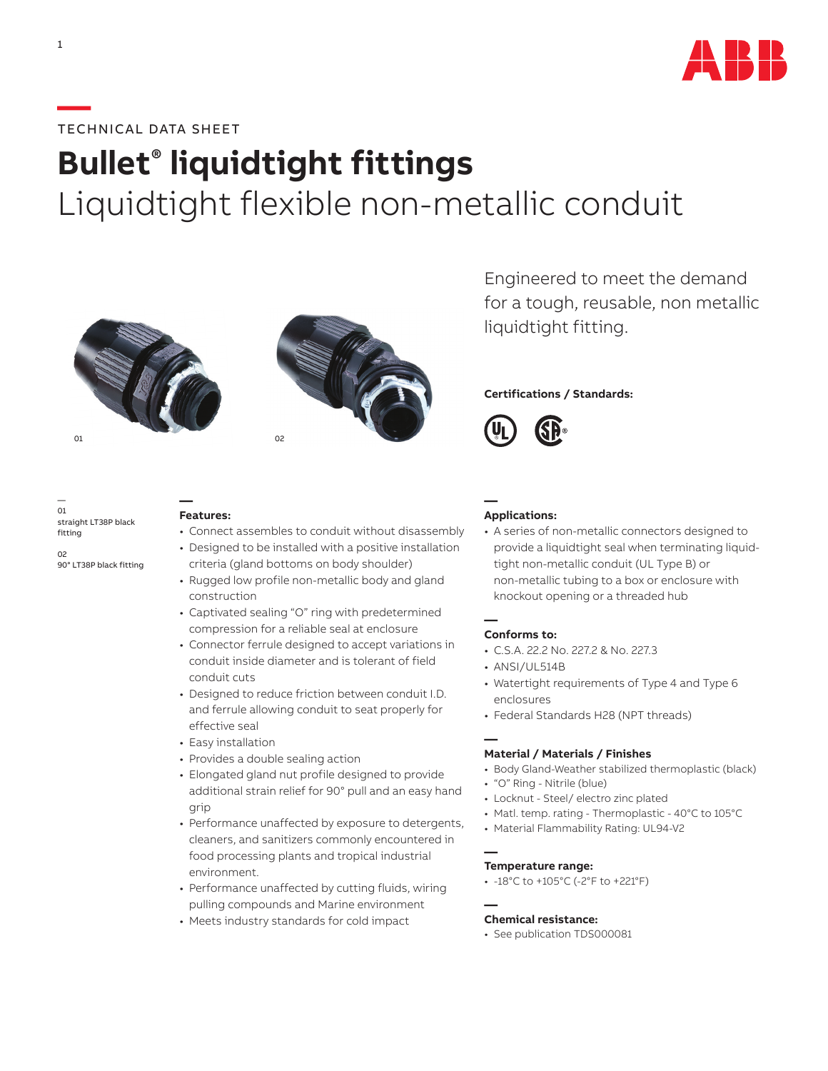TECHNICAL DATA SHEET

# Bullet® liquidtight fittings

## Liquidtight flexible non-metallic conduit

Engineered to meet the demand for a tough, reusable, non metallic liquidtight fitting.

**Certifications / Standards:**

01
straight LT38P black fitting

02
90° LT38P black fitting

### Features:

- Connect assembles to conduit without disassembly
- Designed to be installed with a positive installation criteria (gland bottoms on body shoulder)
- Rugged low profile non-metallic body and gland construction
- Captivated sealing "O" ring with predetermined compression for a reliable seal at enclosure
- Connector ferrule designed to accept variations in conduit inside diameter and is tolerant of field conduit cuts
- Designed to reduce friction between conduit I.D. and ferrule allowing conduit to seat properly for effective seal
- Easy installation
- Provides a double sealing action
- Elongated gland nut profile designed to provide additional strain relief for 90° pull and an easy hand grip
- Performance unaffected by exposure to detergents, cleaners, and sanitizers commonly encountered in food processing plants and tropical industrial environment.
- Performance unaffected by cutting fluids, wiring pulling compounds and Marine environment
- Meets industry standards for cold impact

### Applications:

- A series of non-metallic connectors designed to provide a liquidtight seal when terminating liquid-tight non-metallic conduit (UL Type B) or non-metallic tubing to a box or enclosure with knockout opening or a threaded hub

### Conforms to:

- C.S.A. 22.2 No. 227.2 & No. 227.3
- ANSI/UL514B
- Watertight requirements of Type 4 and Type 6 enclosures
- Federal Standards H28 (NPT threads)

### Material / Materials / Finishes

- Body Gland-Weather stabilized thermoplastic (black)
- "O" Ring - Nitrile (blue)
- Locknut - Steel/ electro zinc plated
- Matl. temp. rating - Thermoplastic - 40°C to 105°C
- Material Flammability Rating: UL94-V2

### Temperature range:

- -18°C to +105°C (-2°F to +221°F)

### Chemical resistance:

- See publication TDS000081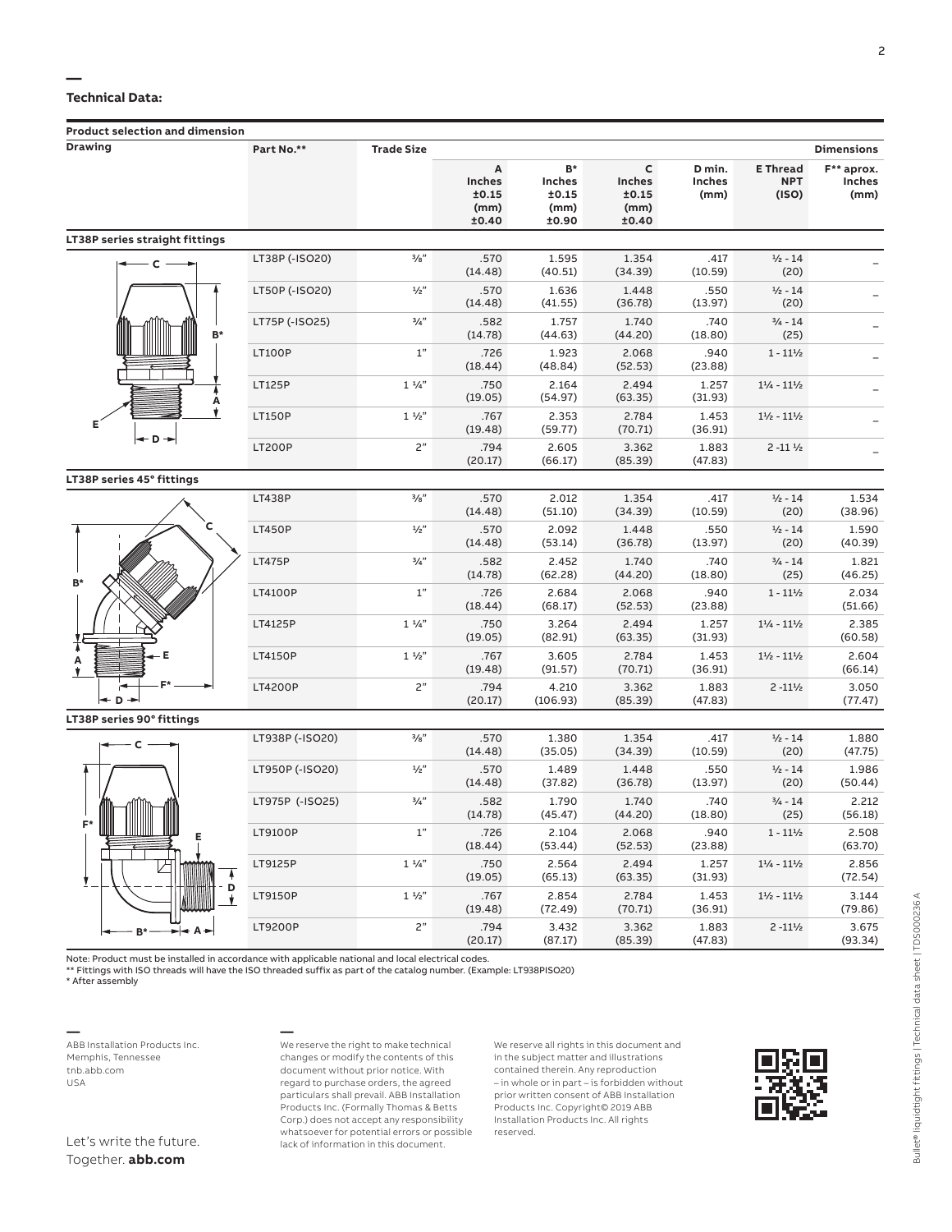## Technical Data:

### Product selection and dimension

| Drawing | Part No.** | Trade Size | A Inches ±0.15 (mm) ±0.40 | B* Inches ±0.15 (mm) ±0.90 | C Inches ±0.15 (mm) ±0.40 | D min. Inches (mm) | E Thread NPT (ISO) | F** aprox. Inches (mm) |
|---|---|---|---|---|---|---|---|---|
| **LT38P series straight fittings** | | | | | | | | |
| | LT38P (-ISO20) | ⅜" | .570 (14.48) | 1.595 (40.51) | 1.354 (34.39) | .417 (10.59) | ½ - 14 (20) | – |
| | LT50P (-ISO20) | ½" | .570 (14.48) | 1.636 (41.55) | 1.448 (36.78) | .550 (13.97) | ½ - 14 (20) | – |
| | LT75P (-ISO25) | ¾" | .582 (14.78) | 1.757 (44.63) | 1.740 (44.20) | .740 (18.80) | ¾ - 14 (25) | – |
| | LT100P | 1" | .726 (18.44) | 1.923 (48.84) | 2.068 (52.53) | .940 (23.88) | 1 - 11½ | – |
| | LT125P | 1 ¼" | .750 (19.05) | 2.164 (54.97) | 2.494 (63.35) | 1.257 (31.93) | 1¼ - 11½ | – |
| | LT150P | 1 ½" | .767 (19.48) | 2.353 (59.77) | 2.784 (70.71) | 1.453 (36.91) | 1½ - 11½ | – |
| | LT200P | 2" | .794 (20.17) | 2.605 (66.17) | 3.362 (85.39) | 1.883 (47.83) | 2 -11 ½ | – |
| **LT38P series 45° fittings** | | | | | | | | |
| | LT438P | ⅜" | .570 (14.48) | 2.012 (51.10) | 1.354 (34.39) | .417 (10.59) | ½ - 14 (20) | 1.534 (38.96) |
| | LT450P | ½" | .570 (14.48) | 2.092 (53.14) | 1.448 (36.78) | .550 (13.97) | ½ - 14 (20) | 1.590 (40.39) |
| | LT475P | ¾" | .582 (14.78) | 2.452 (62.28) | 1.740 (44.20) | .740 (18.80) | ¾ - 14 (25) | 1.821 (46.25) |
| | LT4100P | 1" | .726 (18.44) | 2.684 (68.17) | 2.068 (52.53) | .940 (23.88) | 1 - 11½ | 2.034 (51.66) |
| | LT4125P | 1 ¼" | .750 (19.05) | 3.264 (82.91) | 2.494 (63.35) | 1.257 (31.93) | 1¼ - 11½ | 2.385 (60.58) |
| | LT4150P | 1 ½" | .767 (19.48) | 3.605 (91.57) | 2.784 (70.71) | 1.453 (36.91) | 1½ - 11½ | 2.604 (66.14) |
| | LT4200P | 2" | .794 (20.17) | 4.210 (106.93) | 3.362 (85.39) | 1.883 (47.83) | 2 -11½ | 3.050 (77.47) |
| **LT38P series 90° fittings** | | | | | | | | |
| | LT938P (-ISO20) | ⅜" | .570 (14.48) | 1.380 (35.05) | 1.354 (34.39) | .417 (10.59) | ½ - 14 (20) | 1.880 (47.75) |
| | LT950P (-ISO20) | ½" | .570 (14.48) | 1.489 (37.82) | 1.448 (36.78) | .550 (13.97) | ½ - 14 (20) | 1.986 (50.44) |
| | LT975P (-ISO25) | ¾" | .582 (14.78) | 1.790 (45.47) | 1.740 (44.20) | .740 (18.80) | ¾ - 14 (25) | 2.212 (56.18) |
| | LT9100P | 1" | .726 (18.44) | 2.104 (53.44) | 2.068 (52.53) | .940 (23.88) | 1 - 11½ | 2.508 (63.70) |
| | LT9125P | 1 ¼" | .750 (19.05) | 2.564 (65.13) | 2.494 (63.35) | 1.257 (31.93) | 1¼ - 11½ | 2.856 (72.54) |
| | LT9150P | 1 ½" | .767 (19.48) | 2.854 (72.49) | 2.784 (70.71) | 1.453 (36.91) | 1½ - 11½ | 3.144 (79.86) |
| | LT9200P | 2" | .794 (20.17) | 3.432 (87.17) | 3.362 (85.39) | 1.883 (47.83) | 2 -11½ | 3.675 (93.34) |

Note: Product must be installed in accordance with applicable national and local electrical codes.

** Fittings with ISO threads will have the ISO threaded suffix as part of the catalog number. (Example: LT938PISO20)

* After assembly

---

ABB Installation Products Inc.
Memphis, Tennessee
tnb.abb.com
USA

We reserve the right to make technical changes or modify the contents of this document without prior notice. With regard to purchase orders, the agreed particulars shall prevail. ABB Installation Products Inc. (Formally Thomas & Betts Corp.) does not accept any responsibility whatsoever for potential errors or possible lack of information in this document.

We reserve all rights in this document and in the subject matter and illustrations contained therein. Any reproduction – in whole or in part – is forbidden without prior written consent of ABB Installation Products Inc. Copyright© 2019 ABB Installation Products Inc. All rights reserved.

Let's write the future.
Together. **abb.com**

Bullet® liquidtight fittings | Technical data sheet | TDS000236 A